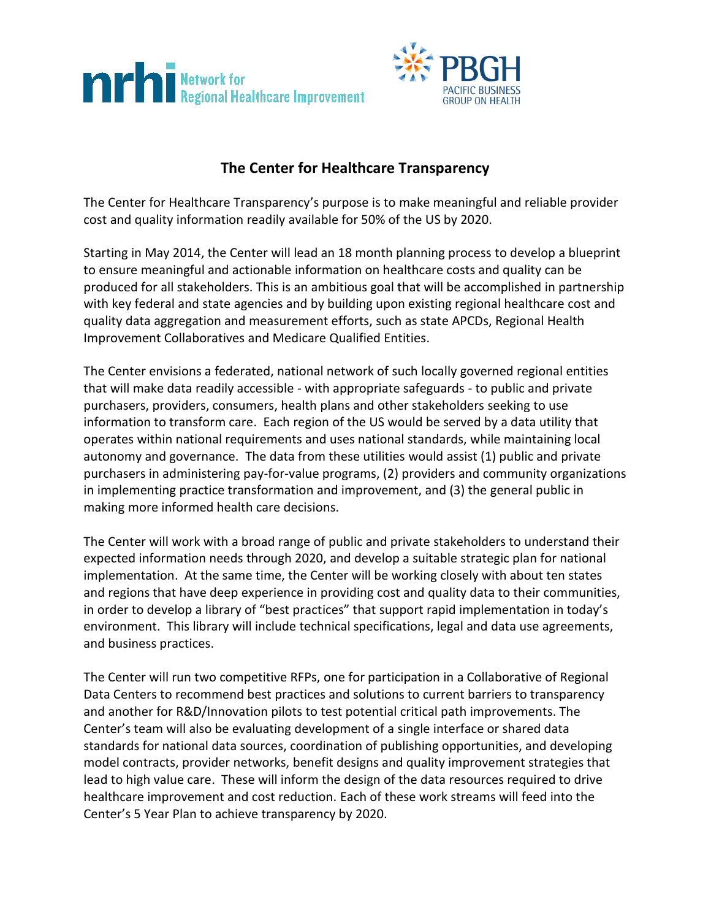Network for Regional Healthcare Improvement

PBGH PACIFIC BUSINESS GROUP ON HEALTH

# The Center for Healthcare Transparency

The Center for Healthcare Transparency's purpose is to make meaningful and reliable provider cost and quality information readily available for 50% of the US by 2020.

Starting in May 2014, the Center will lead an 18 month planning process to develop a blueprint to ensure meaningful and actionable information on healthcare costs and quality can be produced for all stakeholders. This is an ambitious goal that will be accomplished in partnership with key federal and state agencies and by building upon existing regional healthcare cost and quality data aggregation and measurement efforts, such as state APCDs, Regional Health Improvement Collaboratives and Medicare Qualified Entities.

The Center envisions a federated, national network of such locally governed regional entities that will make data readily accessible - with appropriate safeguards - to public and private purchasers, providers, consumers, health plans and other stakeholders seeking to use information to transform care. Each region of the US would be served by a data utility that operates within national requirements and uses national standards, while maintaining local autonomy and governance. The data from these utilities would assist (1) public and private purchasers in administering pay-for-value programs, (2) providers and community organizations in implementing practice transformation and improvement, and (3) the general public in making more informed health care decisions.

The Center will work with a broad range of public and private stakeholders to understand their expected information needs through 2020, and develop a suitable strategic plan for national implementation. At the same time, the Center will be working closely with about ten states and regions that have deep experience in providing cost and quality data to their communities, in order to develop a library of "best practices" that support rapid implementation in today's environment. This library will include technical specifications, legal and data use agreements, and business practices.

The Center will run two competitive RFPs, one for participation in a Collaborative of Regional Data Centers to recommend best practices and solutions to current barriers to transparency and another for R&D/Innovation pilots to test potential critical path improvements. The Center's team will also be evaluating development of a single interface or shared data standards for national data sources, coordination of publishing opportunities, and developing model contracts, provider networks, benefit designs and quality improvement strategies that lead to high value care. These will inform the design of the data resources required to drive healthcare improvement and cost reduction. Each of these work streams will feed into the Center's 5 Year Plan to achieve transparency by 2020.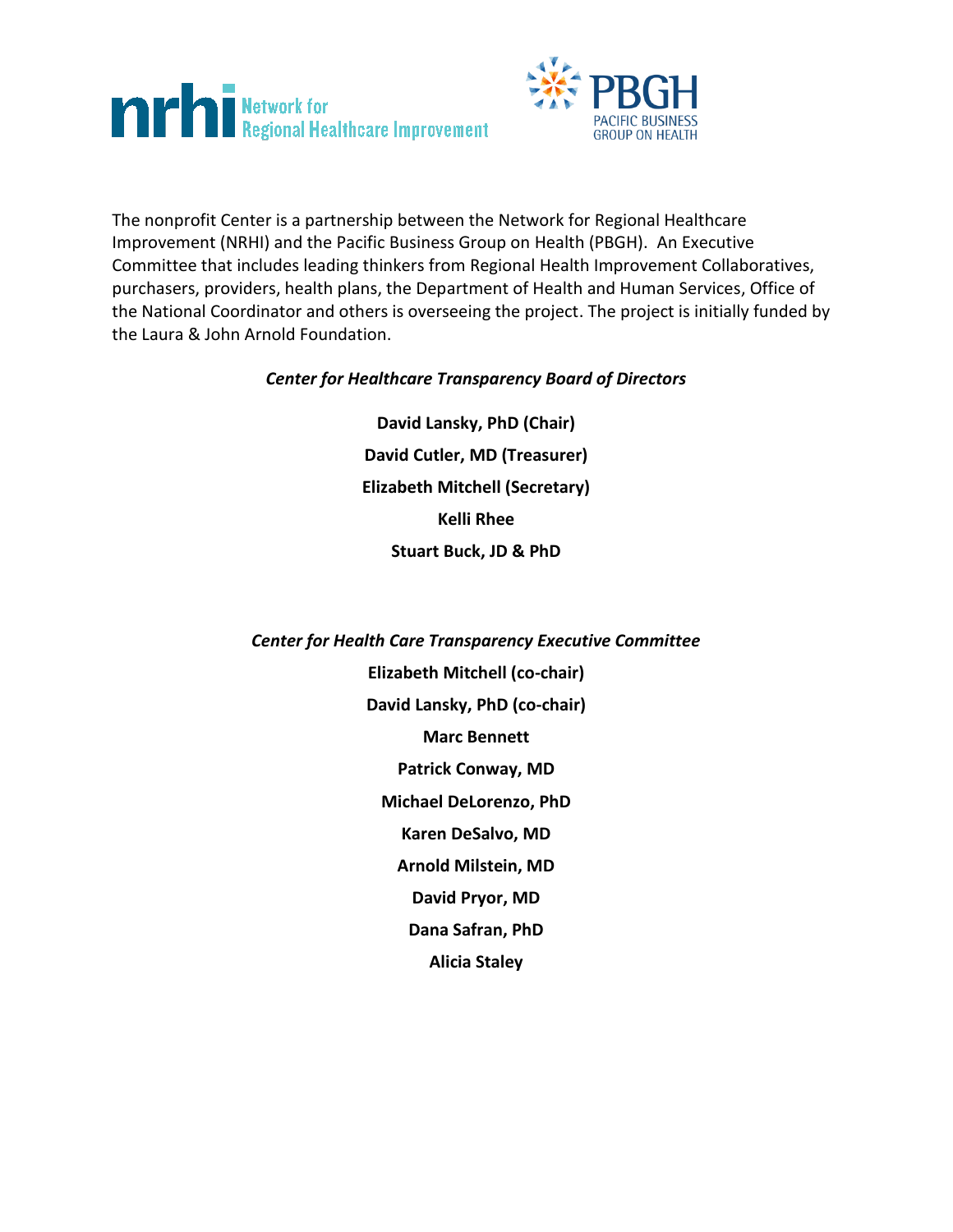The nonprofit Center is a partnership between the Network for Regional Healthcare Improvement (NRHI) and the Pacific Business Group on Health (PBGH). An Executive Committee that includes leading thinkers from Regional Health Improvement Collaboratives, purchasers, providers, health plans, the Department of Health and Human Services, Office of the National Coordinator and others is overseeing the project. The project is initially funded by the Laura & John Arnold Foundation.

***Center for Healthcare Transparency Board of Directors***

**David Lansky, PhD (Chair)**

**David Cutler, MD (Treasurer)**

**Elizabeth Mitchell (Secretary)**

**Kelli Rhee**

**Stuart Buck, JD & PhD**

***Center for Health Care Transparency Executive Committee***

**Elizabeth Mitchell (co-chair)**

**David Lansky, PhD (co-chair)**

**Marc Bennett**

**Patrick Conway, MD**

**Michael DeLorenzo, PhD**

**Karen DeSalvo, MD**

**Arnold Milstein, MD**

**David Pryor, MD**

**Dana Safran, PhD**

**Alicia Staley**